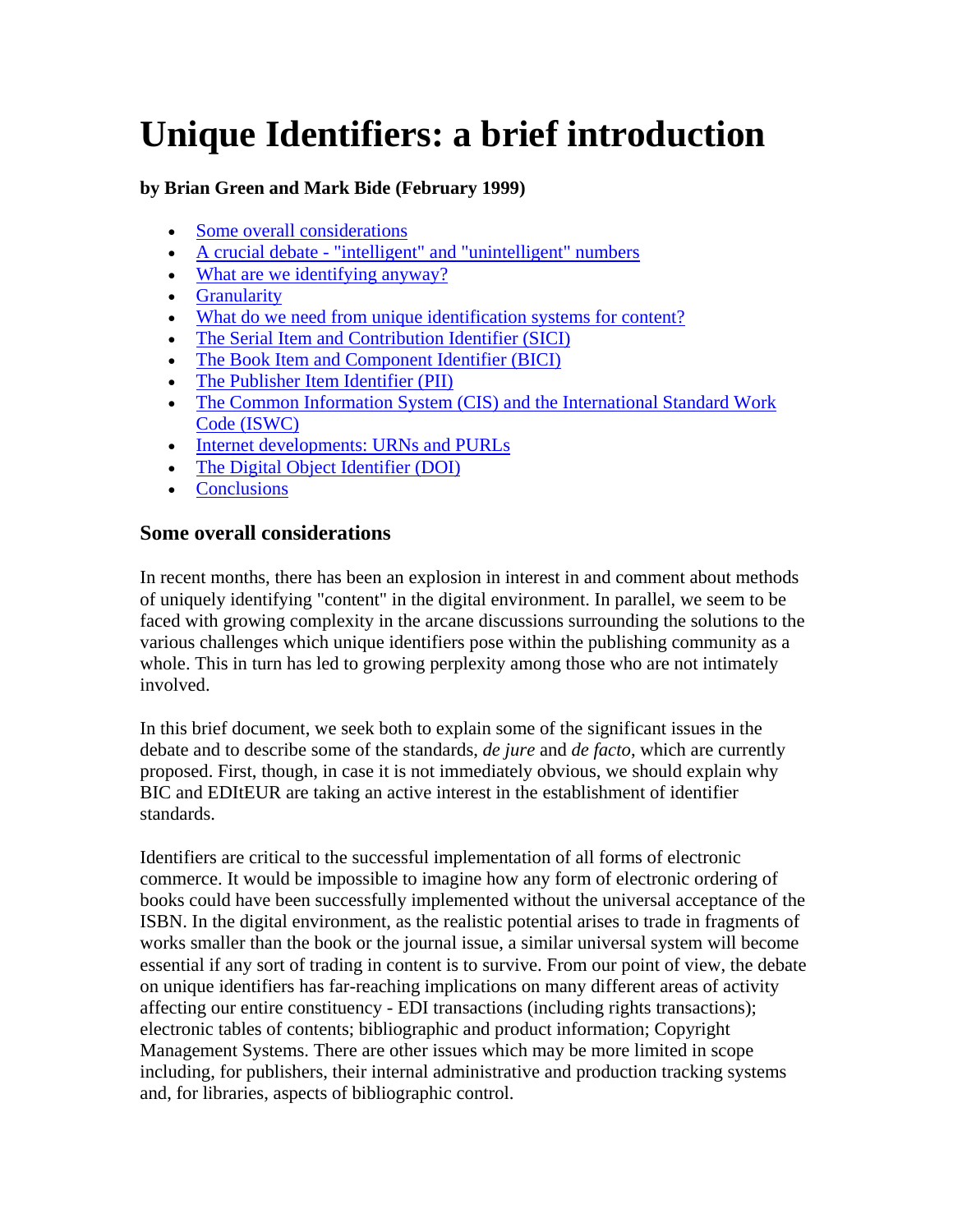# Unique Identifiers: a brief introduction

**by Brian Green and Mark Bide (February 1999)**

- Some overall considerations
- A crucial debate - "intelligent" and "unintelligent" numbers
- What are we identifying anyway?
- Granularity
- What do we need from unique identification systems for content?
- The Serial Item and Contribution Identifier (SICI)
- The Book Item and Component Identifier (BICI)
- The Publisher Item Identifier (PII)
- The Common Information System (CIS) and the International Standard Work Code (ISWC)
- Internet developments: URNs and PURLs
- The Digital Object Identifier (DOI)
- Conclusions

### Some overall considerations

In recent months, there has been an explosion in interest in and comment about methods of uniquely identifying "content" in the digital environment. In parallel, we seem to be faced with growing complexity in the arcane discussions surrounding the solutions to the various challenges which unique identifiers pose within the publishing community as a whole. This in turn has led to growing perplexity among those who are not intimately involved.

In this brief document, we seek both to explain some of the significant issues in the debate and to describe some of the standards, *de jure* and *de facto*, which are currently proposed. First, though, in case it is not immediately obvious, we should explain why BIC and EDItEUR are taking an active interest in the establishment of identifier standards.

Identifiers are critical to the successful implementation of all forms of electronic commerce. It would be impossible to imagine how any form of electronic ordering of books could have been successfully implemented without the universal acceptance of the ISBN. In the digital environment, as the realistic potential arises to trade in fragments of works smaller than the book or the journal issue, a similar universal system will become essential if any sort of trading in content is to survive. From our point of view, the debate on unique identifiers has far-reaching implications on many different areas of activity affecting our entire constituency - EDI transactions (including rights transactions); electronic tables of contents; bibliographic and product information; Copyright Management Systems. There are other issues which may be more limited in scope including, for publishers, their internal administrative and production tracking systems and, for libraries, aspects of bibliographic control.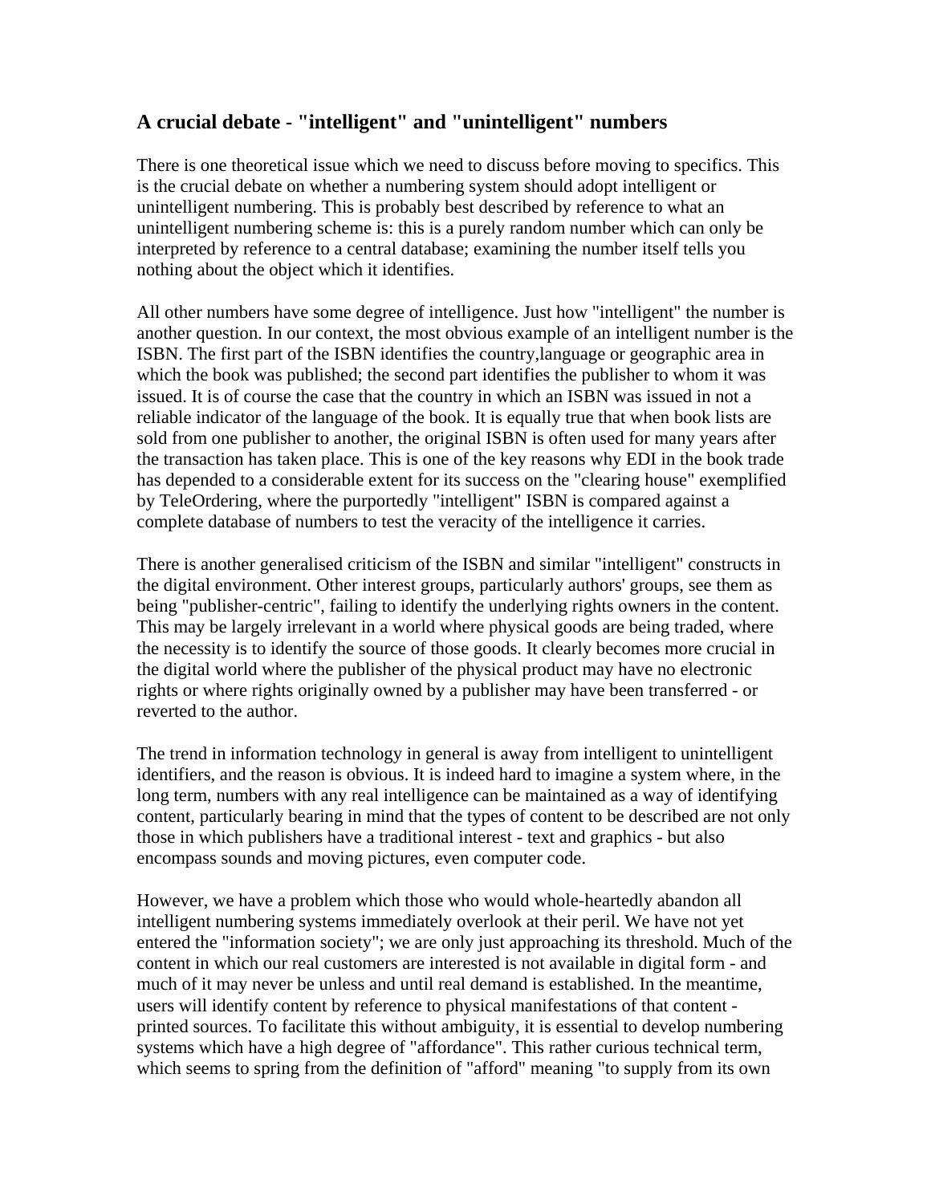## A crucial debate - "intelligent" and "unintelligent" numbers

There is one theoretical issue which we need to discuss before moving to specifics. This is the crucial debate on whether a numbering system should adopt intelligent or unintelligent numbering. This is probably best described by reference to what an unintelligent numbering scheme is: this is a purely random number which can only be interpreted by reference to a central database; examining the number itself tells you nothing about the object which it identifies.

All other numbers have some degree of intelligence. Just how "intelligent" the number is another question. In our context, the most obvious example of an intelligent number is the ISBN. The first part of the ISBN identifies the country,language or geographic area in which the book was published; the second part identifies the publisher to whom it was issued. It is of course the case that the country in which an ISBN was issued in not a reliable indicator of the language of the book. It is equally true that when book lists are sold from one publisher to another, the original ISBN is often used for many years after the transaction has taken place. This is one of the key reasons why EDI in the book trade has depended to a considerable extent for its success on the "clearing house" exemplified by TeleOrdering, where the purportedly "intelligent" ISBN is compared against a complete database of numbers to test the veracity of the intelligence it carries.

There is another generalised criticism of the ISBN and similar "intelligent" constructs in the digital environment. Other interest groups, particularly authors' groups, see them as being "publisher-centric", failing to identify the underlying rights owners in the content. This may be largely irrelevant in a world where physical goods are being traded, where the necessity is to identify the source of those goods. It clearly becomes more crucial in the digital world where the publisher of the physical product may have no electronic rights or where rights originally owned by a publisher may have been transferred - or reverted to the author.

The trend in information technology in general is away from intelligent to unintelligent identifiers, and the reason is obvious. It is indeed hard to imagine a system where, in the long term, numbers with any real intelligence can be maintained as a way of identifying content, particularly bearing in mind that the types of content to be described are not only those in which publishers have a traditional interest - text and graphics - but also encompass sounds and moving pictures, even computer code.

However, we have a problem which those who would whole-heartedly abandon all intelligent numbering systems immediately overlook at their peril. We have not yet entered the "information society"; we are only just approaching its threshold. Much of the content in which our real customers are interested is not available in digital form - and much of it may never be unless and until real demand is established. In the meantime, users will identify content by reference to physical manifestations of that content - printed sources. To facilitate this without ambiguity, it is essential to develop numbering systems which have a high degree of "affordance". This rather curious technical term, which seems to spring from the definition of "afford" meaning "to supply from its own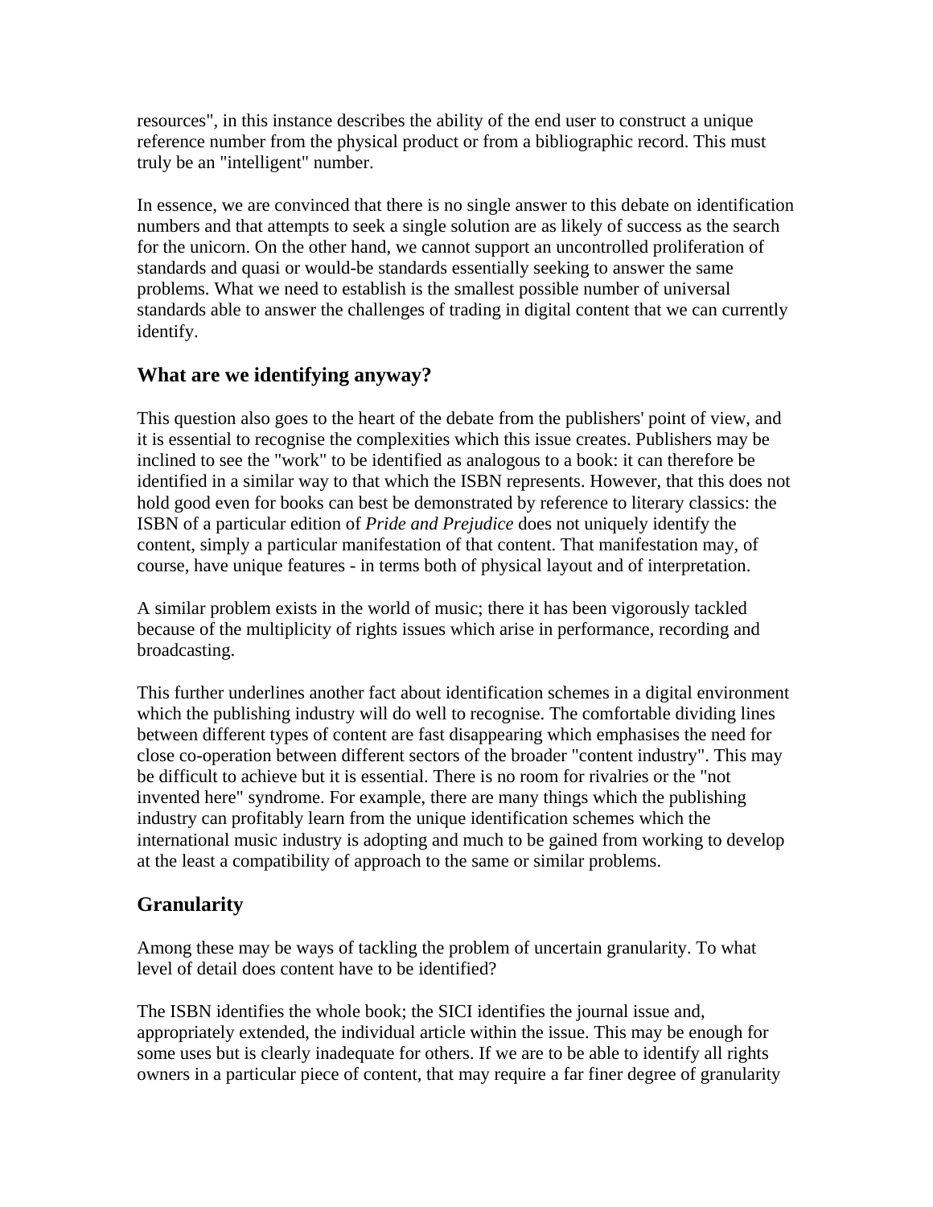resources", in this instance describes the ability of the end user to construct a unique reference number from the physical product or from a bibliographic record. This must truly be an "intelligent" number.

In essence, we are convinced that there is no single answer to this debate on identification numbers and that attempts to seek a single solution are as likely of success as the search for the unicorn. On the other hand, we cannot support an uncontrolled proliferation of standards and quasi or would-be standards essentially seeking to answer the same problems. What we need to establish is the smallest possible number of universal standards able to answer the challenges of trading in digital content that we can currently identify.

## What are we identifying anyway?

This question also goes to the heart of the debate from the publishers' point of view, and it is essential to recognise the complexities which this issue creates. Publishers may be inclined to see the "work" to be identified as analogous to a book: it can therefore be identified in a similar way to that which the ISBN represents. However, that this does not hold good even for books can best be demonstrated by reference to literary classics: the ISBN of a particular edition of *Pride and Prejudice* does not uniquely identify the content, simply a particular manifestation of that content. That manifestation may, of course, have unique features - in terms both of physical layout and of interpretation.

A similar problem exists in the world of music; there it has been vigorously tackled because of the multiplicity of rights issues which arise in performance, recording and broadcasting.

This further underlines another fact about identification schemes in a digital environment which the publishing industry will do well to recognise. The comfortable dividing lines between different types of content are fast disappearing which emphasises the need for close co-operation between different sectors of the broader "content industry". This may be difficult to achieve but it is essential. There is no room for rivalries or the "not invented here" syndrome. For example, there are many things which the publishing industry can profitably learn from the unique identification schemes which the international music industry is adopting and much to be gained from working to develop at the least a compatibility of approach to the same or similar problems.

## Granularity

Among these may be ways of tackling the problem of uncertain granularity. To what level of detail does content have to be identified?

The ISBN identifies the whole book; the SICI identifies the journal issue and, appropriately extended, the individual article within the issue. This may be enough for some uses but is clearly inadequate for others. If we are to be able to identify all rights owners in a particular piece of content, that may require a far finer degree of granularity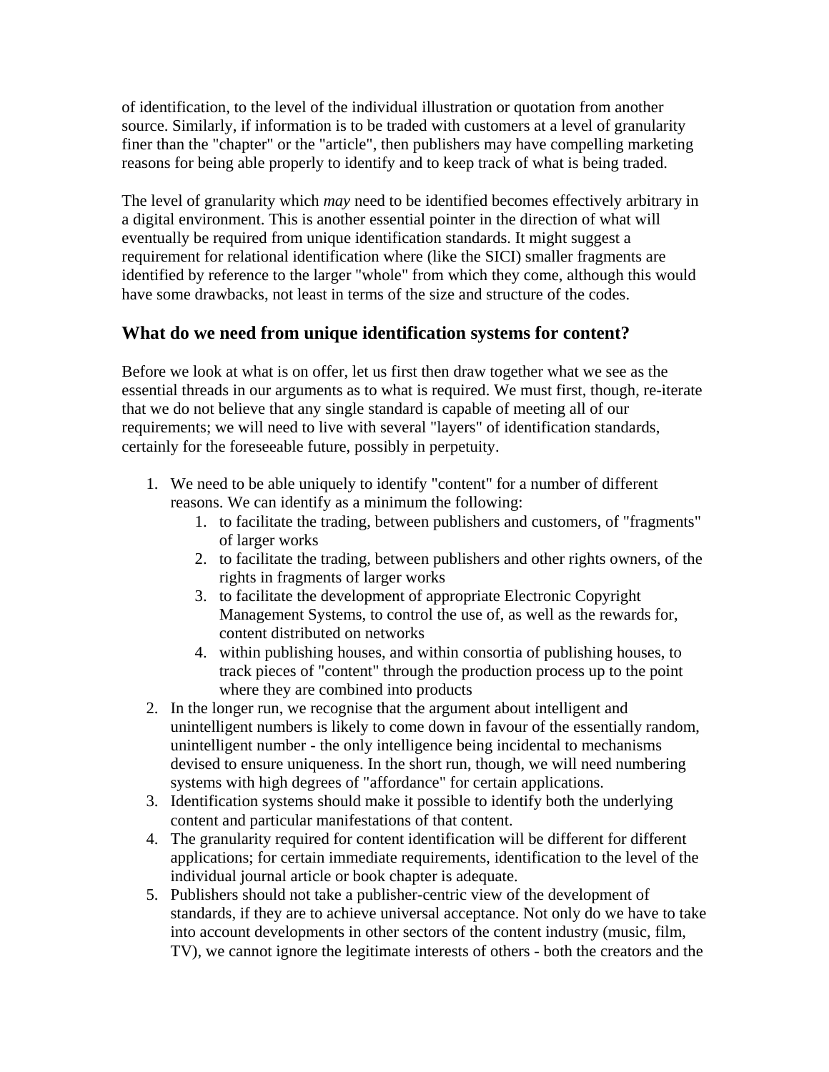of identification, to the level of the individual illustration or quotation from another source. Similarly, if information is to be traded with customers at a level of granularity finer than the "chapter" or the "article", then publishers may have compelling marketing reasons for being able properly to identify and to keep track of what is being traded.

The level of granularity which *may* need to be identified becomes effectively arbitrary in a digital environment. This is another essential pointer in the direction of what will eventually be required from unique identification standards. It might suggest a requirement for relational identification where (like the SICI) smaller fragments are identified by reference to the larger "whole" from which they come, although this would have some drawbacks, not least in terms of the size and structure of the codes.

### What do we need from unique identification systems for content?

Before we look at what is on offer, let us first then draw together what we see as the essential threads in our arguments as to what is required. We must first, though, re-iterate that we do not believe that any single standard is capable of meeting all of our requirements; we will need to live with several "layers" of identification standards, certainly for the foreseeable future, possibly in perpetuity.

1. We need to be able uniquely to identify "content" for a number of different reasons. We can identify as a minimum the following:
    1. to facilitate the trading, between publishers and customers, of "fragments" of larger works
    2. to facilitate the trading, between publishers and other rights owners, of the rights in fragments of larger works
    3. to facilitate the development of appropriate Electronic Copyright Management Systems, to control the use of, as well as the rewards for, content distributed on networks
    4. within publishing houses, and within consortia of publishing houses, to track pieces of "content" through the production process up to the point where they are combined into products
2. In the longer run, we recognise that the argument about intelligent and unintelligent numbers is likely to come down in favour of the essentially random, unintelligent number - the only intelligence being incidental to mechanisms devised to ensure uniqueness. In the short run, though, we will need numbering systems with high degrees of "affordance" for certain applications.
3. Identification systems should make it possible to identify both the underlying content and particular manifestations of that content.
4. The granularity required for content identification will be different for different applications; for certain immediate requirements, identification to the level of the individual journal article or book chapter is adequate.
5. Publishers should not take a publisher-centric view of the development of standards, if they are to achieve universal acceptance. Not only do we have to take into account developments in other sectors of the content industry (music, film, TV), we cannot ignore the legitimate interests of others - both the creators and the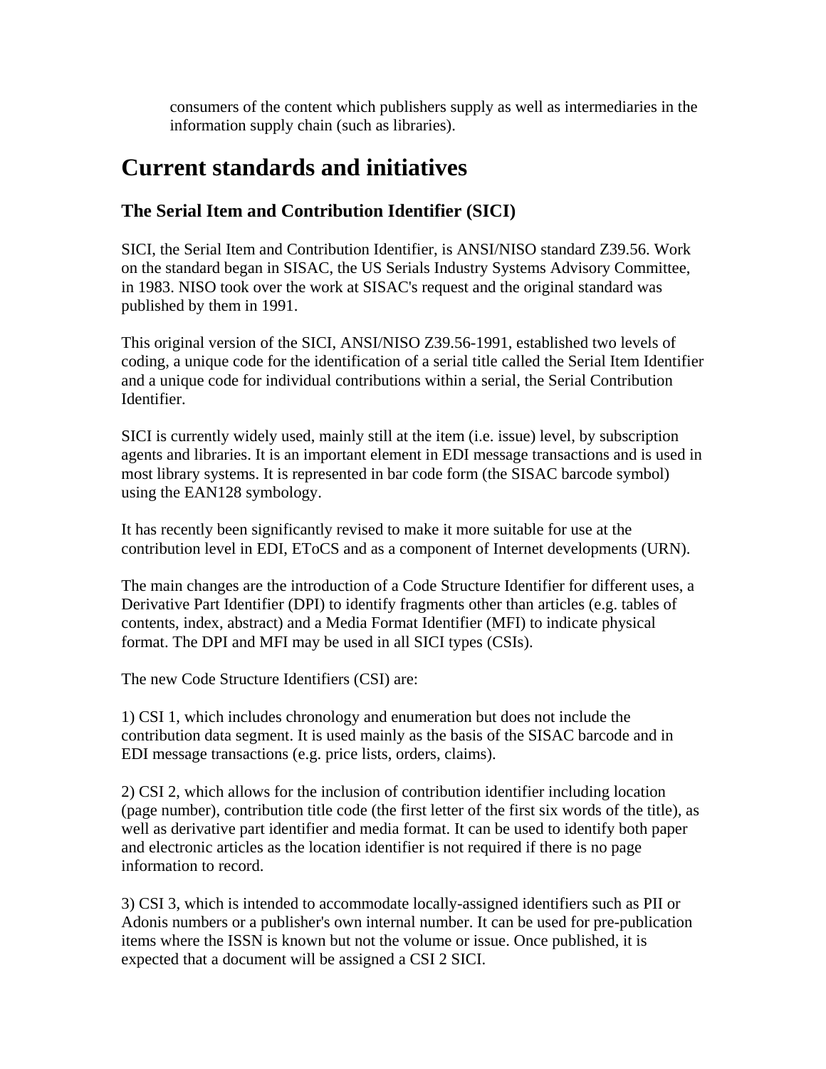consumers of the content which publishers supply as well as intermediaries in the information supply chain (such as libraries).

# Current standards and initiatives

## The Serial Item and Contribution Identifier (SICI)

SICI, the Serial Item and Contribution Identifier, is ANSI/NISO standard Z39.56. Work on the standard began in SISAC, the US Serials Industry Systems Advisory Committee, in 1983. NISO took over the work at SISAC's request and the original standard was published by them in 1991.

This original version of the SICI, ANSI/NISO Z39.56-1991, established two levels of coding, a unique code for the identification of a serial title called the Serial Item Identifier and a unique code for individual contributions within a serial, the Serial Contribution Identifier.

SICI is currently widely used, mainly still at the item (i.e. issue) level, by subscription agents and libraries. It is an important element in EDI message transactions and is used in most library systems. It is represented in bar code form (the SISAC barcode symbol) using the EAN128 symbology.

It has recently been significantly revised to make it more suitable for use at the contribution level in EDI, EToCS and as a component of Internet developments (URN).

The main changes are the introduction of a Code Structure Identifier for different uses, a Derivative Part Identifier (DPI) to identify fragments other than articles (e.g. tables of contents, index, abstract) and a Media Format Identifier (MFI) to indicate physical format. The DPI and MFI may be used in all SICI types (CSIs).

The new Code Structure Identifiers (CSI) are:

1) CSI 1, which includes chronology and enumeration but does not include the contribution data segment. It is used mainly as the basis of the SISAC barcode and in EDI message transactions (e.g. price lists, orders, claims).

2) CSI 2, which allows for the inclusion of contribution identifier including location (page number), contribution title code (the first letter of the first six words of the title), as well as derivative part identifier and media format. It can be used to identify both paper and electronic articles as the location identifier is not required if there is no page information to record.

3) CSI 3, which is intended to accommodate locally-assigned identifiers such as PII or Adonis numbers or a publisher's own internal number. It can be used for pre-publication items where the ISSN is known but not the volume or issue. Once published, it is expected that a document will be assigned a CSI 2 SICI.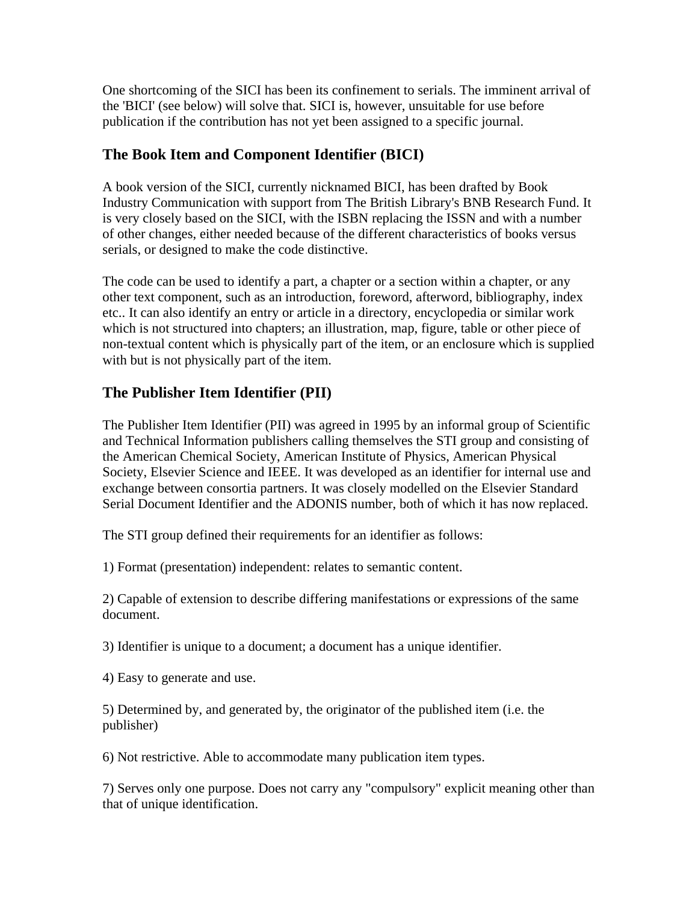One shortcoming of the SICI has been its confinement to serials. The imminent arrival of the 'BICI' (see below) will solve that. SICI is, however, unsuitable for use before publication if the contribution has not yet been assigned to a specific journal.

## The Book Item and Component Identifier (BICI)

A book version of the SICI, currently nicknamed BICI, has been drafted by Book Industry Communication with support from The British Library's BNB Research Fund. It is very closely based on the SICI, with the ISBN replacing the ISSN and with a number of other changes, either needed because of the different characteristics of books versus serials, or designed to make the code distinctive.

The code can be used to identify a part, a chapter or a section within a chapter, or any other text component, such as an introduction, foreword, afterword, bibliography, index etc.. It can also identify an entry or article in a directory, encyclopedia or similar work which is not structured into chapters; an illustration, map, figure, table or other piece of non-textual content which is physically part of the item, or an enclosure which is supplied with but is not physically part of the item.

## The Publisher Item Identifier (PII)

The Publisher Item Identifier (PII) was agreed in 1995 by an informal group of Scientific and Technical Information publishers calling themselves the STI group and consisting of the American Chemical Society, American Institute of Physics, American Physical Society, Elsevier Science and IEEE. It was developed as an identifier for internal use and exchange between consortia partners. It was closely modelled on the Elsevier Standard Serial Document Identifier and the ADONIS number, both of which it has now replaced.

The STI group defined their requirements for an identifier as follows:

1) Format (presentation) independent: relates to semantic content.

2) Capable of extension to describe differing manifestations or expressions of the same document.

3) Identifier is unique to a document; a document has a unique identifier.

4) Easy to generate and use.

5) Determined by, and generated by, the originator of the published item (i.e. the publisher)

6) Not restrictive. Able to accommodate many publication item types.

7) Serves only one purpose. Does not carry any "compulsory" explicit meaning other than that of unique identification.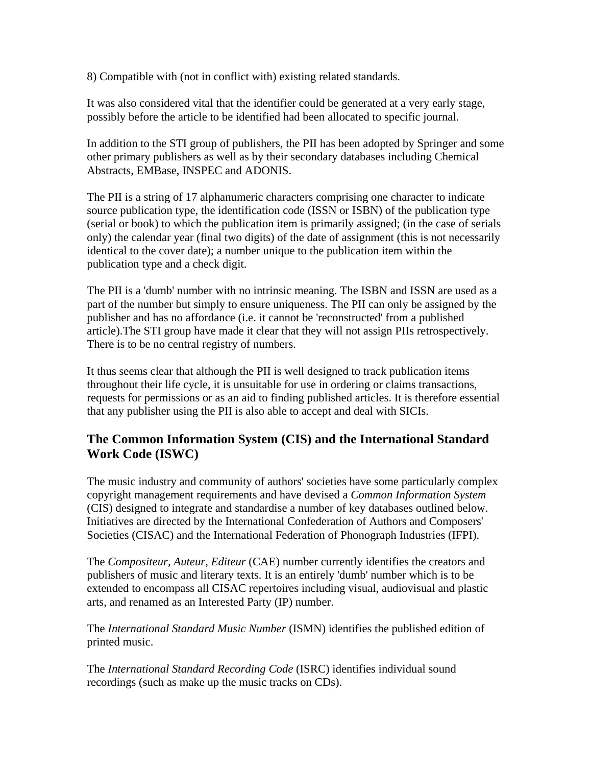8) Compatible with (not in conflict with) existing related standards.

It was also considered vital that the identifier could be generated at a very early stage, possibly before the article to be identified had been allocated to specific journal.

In addition to the STI group of publishers, the PII has been adopted by Springer and some other primary publishers as well as by their secondary databases including Chemical Abstracts, EMBase, INSPEC and ADONIS.

The PII is a string of 17 alphanumeric characters comprising one character to indicate source publication type, the identification code (ISSN or ISBN) of the publication type (serial or book) to which the publication item is primarily assigned; (in the case of serials only) the calendar year (final two digits) of the date of assignment (this is not necessarily identical to the cover date); a number unique to the publication item within the publication type and a check digit.

The PII is a 'dumb' number with no intrinsic meaning. The ISBN and ISSN are used as a part of the number but simply to ensure uniqueness. The PII can only be assigned by the publisher and has no affordance (i.e. it cannot be 'reconstructed' from a published article).The STI group have made it clear that they will not assign PIIs retrospectively. There is to be no central registry of numbers.

It thus seems clear that although the PII is well designed to track publication items throughout their life cycle, it is unsuitable for use in ordering or claims transactions, requests for permissions or as an aid to finding published articles. It is therefore essential that any publisher using the PII is also able to accept and deal with SICIs.

## The Common Information System (CIS) and the International Standard Work Code (ISWC)

The music industry and community of authors' societies have some particularly complex copyright management requirements and have devised a *Common Information System* (CIS) designed to integrate and standardise a number of key databases outlined below. Initiatives are directed by the International Confederation of Authors and Composers' Societies (CISAC) and the International Federation of Phonograph Industries (IFPI).

The *Compositeur, Auteur, Editeur* (CAE) number currently identifies the creators and publishers of music and literary texts. It is an entirely 'dumb' number which is to be extended to encompass all CISAC repertoires including visual, audiovisual and plastic arts, and renamed as an Interested Party (IP) number.

The *International Standard Music Number* (ISMN) identifies the published edition of printed music.

The *International Standard Recording Code* (ISRC) identifies individual sound recordings (such as make up the music tracks on CDs).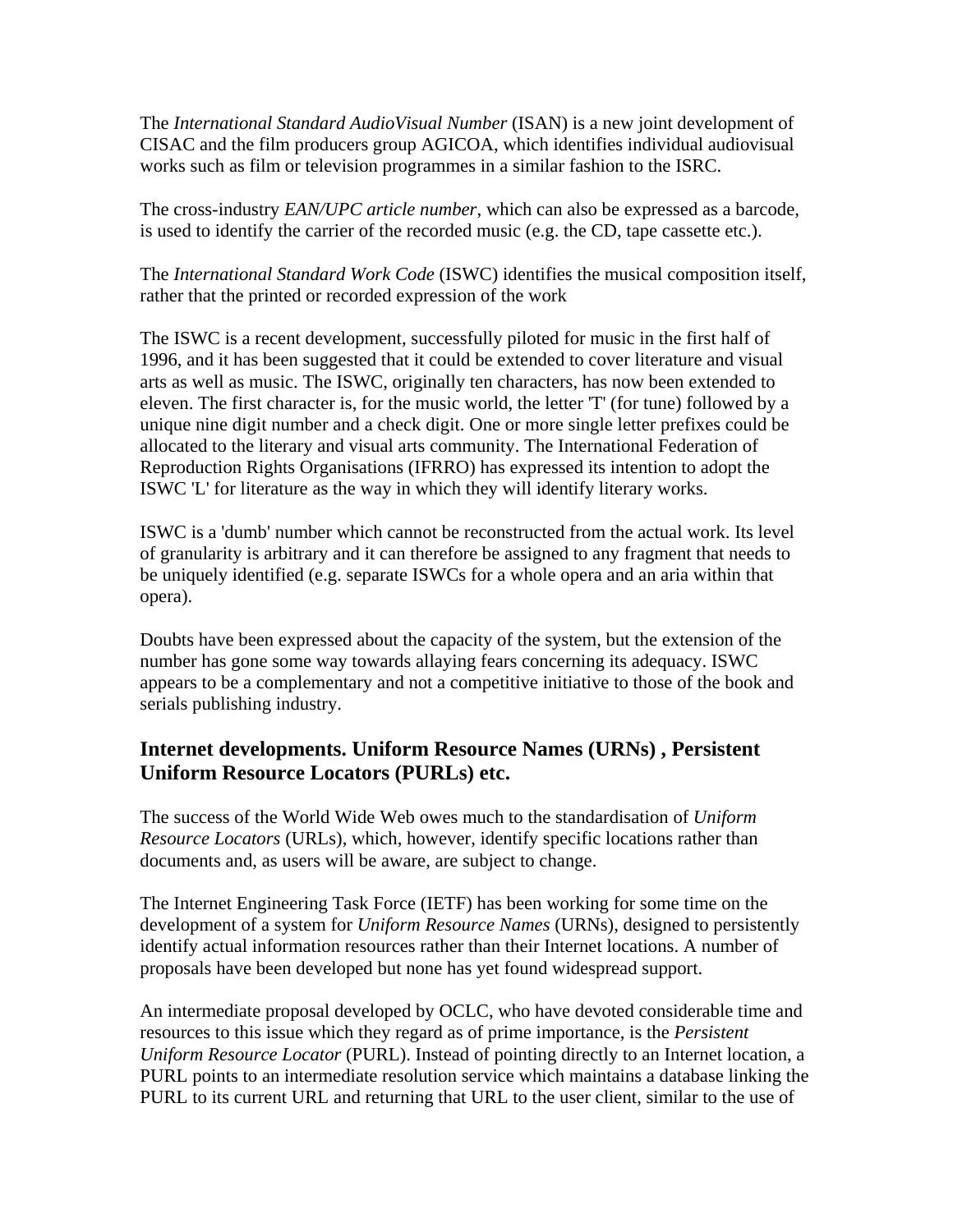The *International Standard AudioVisual Number* (ISAN) is a new joint development of CISAC and the film producers group AGICOA, which identifies individual audiovisual works such as film or television programmes in a similar fashion to the ISRC.

The cross-industry *EAN/UPC article number*, which can also be expressed as a barcode, is used to identify the carrier of the recorded music (e.g. the CD, tape cassette etc.).

The *International Standard Work Code* (ISWC) identifies the musical composition itself, rather that the printed or recorded expression of the work

The ISWC is a recent development, successfully piloted for music in the first half of 1996, and it has been suggested that it could be extended to cover literature and visual arts as well as music. The ISWC, originally ten characters, has now been extended to eleven. The first character is, for the music world, the letter 'T' (for tune) followed by a unique nine digit number and a check digit. One or more single letter prefixes could be allocated to the literary and visual arts community. The International Federation of Reproduction Rights Organisations (IFRRO) has expressed its intention to adopt the ISWC 'L' for literature as the way in which they will identify literary works.

ISWC is a 'dumb' number which cannot be reconstructed from the actual work. Its level of granularity is arbitrary and it can therefore be assigned to any fragment that needs to be uniquely identified (e.g. separate ISWCs for a whole opera and an aria within that opera).

Doubts have been expressed about the capacity of the system, but the extension of the number has gone some way towards allaying fears concerning its adequacy. ISWC appears to be a complementary and not a competitive initiative to those of the book and serials publishing industry.

## Internet developments. Uniform Resource Names (URNs) , Persistent Uniform Resource Locators (PURLs) etc.

The success of the World Wide Web owes much to the standardisation of *Uniform Resource Locators* (URLs), which, however, identify specific locations rather than documents and, as users will be aware, are subject to change.

The Internet Engineering Task Force (IETF) has been working for some time on the development of a system for *Uniform Resource Names* (URNs), designed to persistently identify actual information resources rather than their Internet locations. A number of proposals have been developed but none has yet found widespread support.

An intermediate proposal developed by OCLC, who have devoted considerable time and resources to this issue which they regard as of prime importance, is the *Persistent Uniform Resource Locator* (PURL). Instead of pointing directly to an Internet location, a PURL points to an intermediate resolution service which maintains a database linking the PURL to its current URL and returning that URL to the user client, similar to the use of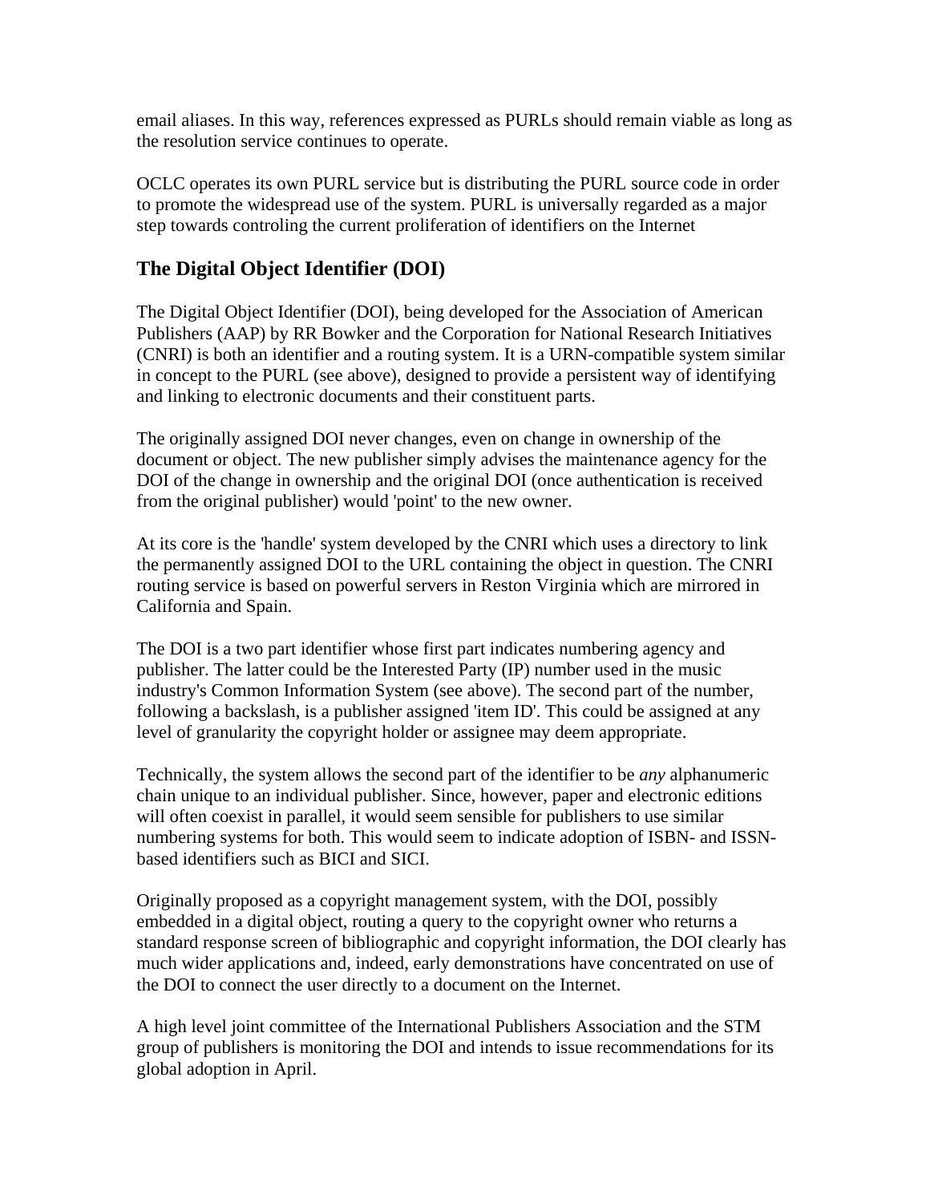email aliases. In this way, references expressed as PURLs should remain viable as long as the resolution service continues to operate.

OCLC operates its own PURL service but is distributing the PURL source code in order to promote the widespread use of the system. PURL is universally regarded as a major step towards controling the current proliferation of identifiers on the Internet

## The Digital Object Identifier (DOI)

The Digital Object Identifier (DOI), being developed for the Association of American Publishers (AAP) by RR Bowker and the Corporation for National Research Initiatives (CNRI) is both an identifier and a routing system. It is a URN-compatible system similar in concept to the PURL (see above), designed to provide a persistent way of identifying and linking to electronic documents and their constituent parts.

The originally assigned DOI never changes, even on change in ownership of the document or object. The new publisher simply advises the maintenance agency for the DOI of the change in ownership and the original DOI (once authentication is received from the original publisher) would 'point' to the new owner.

At its core is the 'handle' system developed by the CNRI which uses a directory to link the permanently assigned DOI to the URL containing the object in question. The CNRI routing service is based on powerful servers in Reston Virginia which are mirrored in California and Spain.

The DOI is a two part identifier whose first part indicates numbering agency and publisher. The latter could be the Interested Party (IP) number used in the music industry's Common Information System (see above). The second part of the number, following a backslash, is a publisher assigned 'item ID'. This could be assigned at any level of granularity the copyright holder or assignee may deem appropriate.

Technically, the system allows the second part of the identifier to be *any* alphanumeric chain unique to an individual publisher. Since, however, paper and electronic editions will often coexist in parallel, it would seem sensible for publishers to use similar numbering systems for both. This would seem to indicate adoption of ISBN- and ISSN-based identifiers such as BICI and SICI.

Originally proposed as a copyright management system, with the DOI, possibly embedded in a digital object, routing a query to the copyright owner who returns a standard response screen of bibliographic and copyright information, the DOI clearly has much wider applications and, indeed, early demonstrations have concentrated on use of the DOI to connect the user directly to a document on the Internet.

A high level joint committee of the International Publishers Association and the STM group of publishers is monitoring the DOI and intends to issue recommendations for its global adoption in April.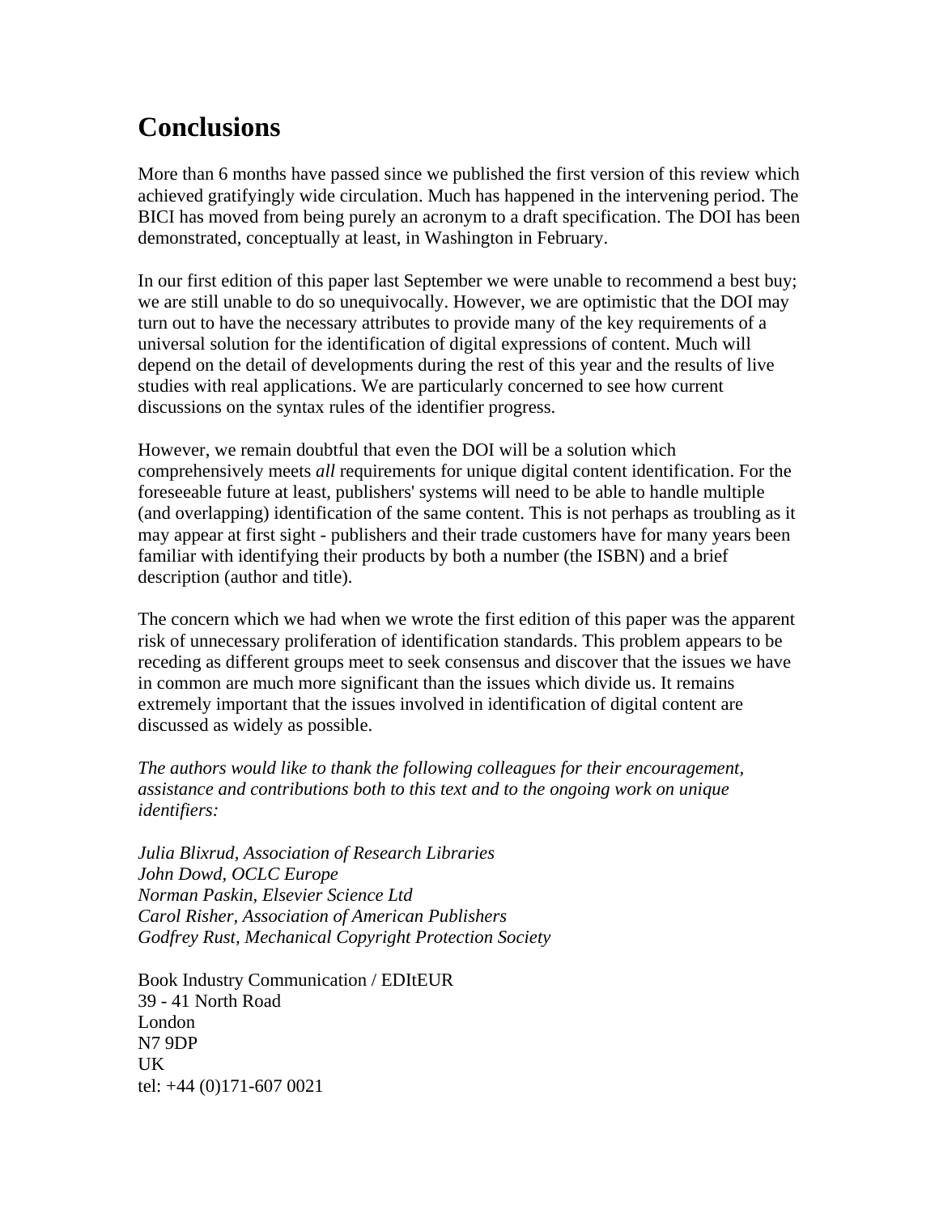# Conclusions

More than 6 months have passed since we published the first version of this review which achieved gratifyingly wide circulation. Much has happened in the intervening period. The BICI has moved from being purely an acronym to a draft specification. The DOI has been demonstrated, conceptually at least, in Washington in February.

In our first edition of this paper last September we were unable to recommend a best buy; we are still unable to do so unequivocally. However, we are optimistic that the DOI may turn out to have the necessary attributes to provide many of the key requirements of a universal solution for the identification of digital expressions of content. Much will depend on the detail of developments during the rest of this year and the results of live studies with real applications. We are particularly concerned to see how current discussions on the syntax rules of the identifier progress.

However, we remain doubtful that even the DOI will be a solution which comprehensively meets *all* requirements for unique digital content identification. For the foreseeable future at least, publishers' systems will need to be able to handle multiple (and overlapping) identification of the same content. This is not perhaps as troubling as it may appear at first sight - publishers and their trade customers have for many years been familiar with identifying their products by both a number (the ISBN) and a brief description (author and title).

The concern which we had when we wrote the first edition of this paper was the apparent risk of unnecessary proliferation of identification standards. This problem appears to be receding as different groups meet to seek consensus and discover that the issues we have in common are much more significant than the issues which divide us. It remains extremely important that the issues involved in identification of digital content are discussed as widely as possible.

*The authors would like to thank the following colleagues for their encouragement, assistance and contributions both to this text and to the ongoing work on unique identifiers:*

*Julia Blixrud, Association of Research Libraries*
*John Dowd, OCLC Europe*
*Norman Paskin, Elsevier Science Ltd*
*Carol Risher, Association of American Publishers*
*Godfrey Rust, Mechanical Copyright Protection Society*

Book Industry Communication / EDItEUR
39 - 41 North Road
London
N7 9DP
UK
tel: +44 (0)171-607 0021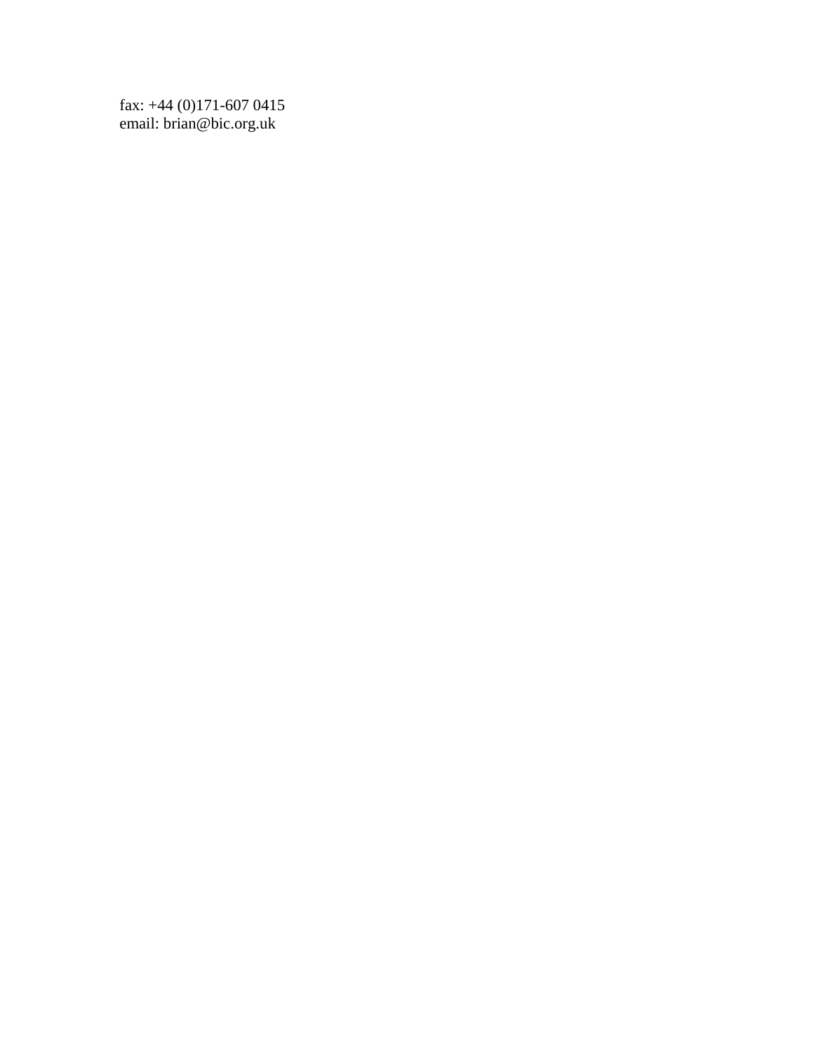fax: +44 (0)171-607 0415
email: brian@bic.org.uk